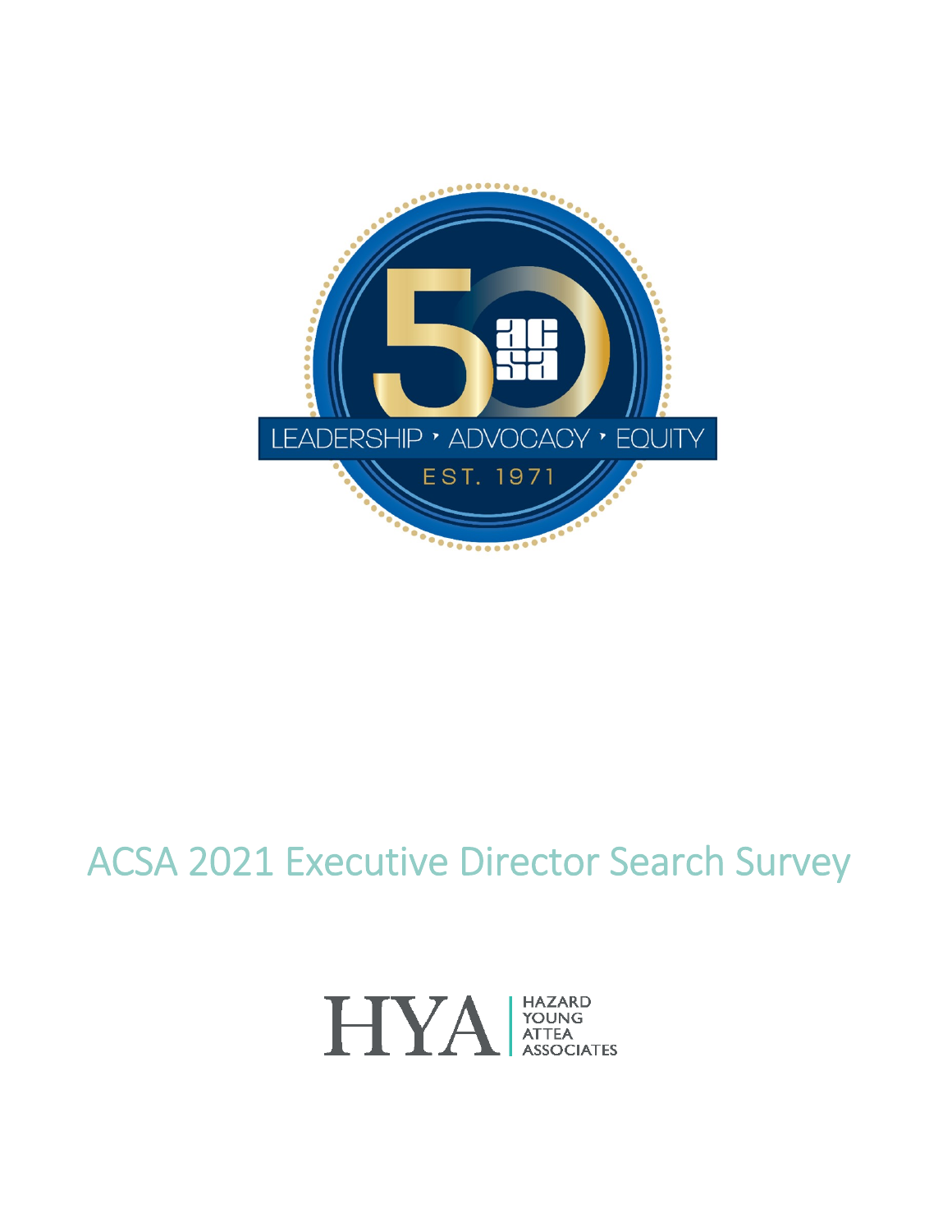LEADERSHIP • ADVOCACY • EQUITY

EST. 1971

# ACSA 2021 Executive Director Search Survey

HYA | HAZARD YOUNG ATTEA ASSOCIATES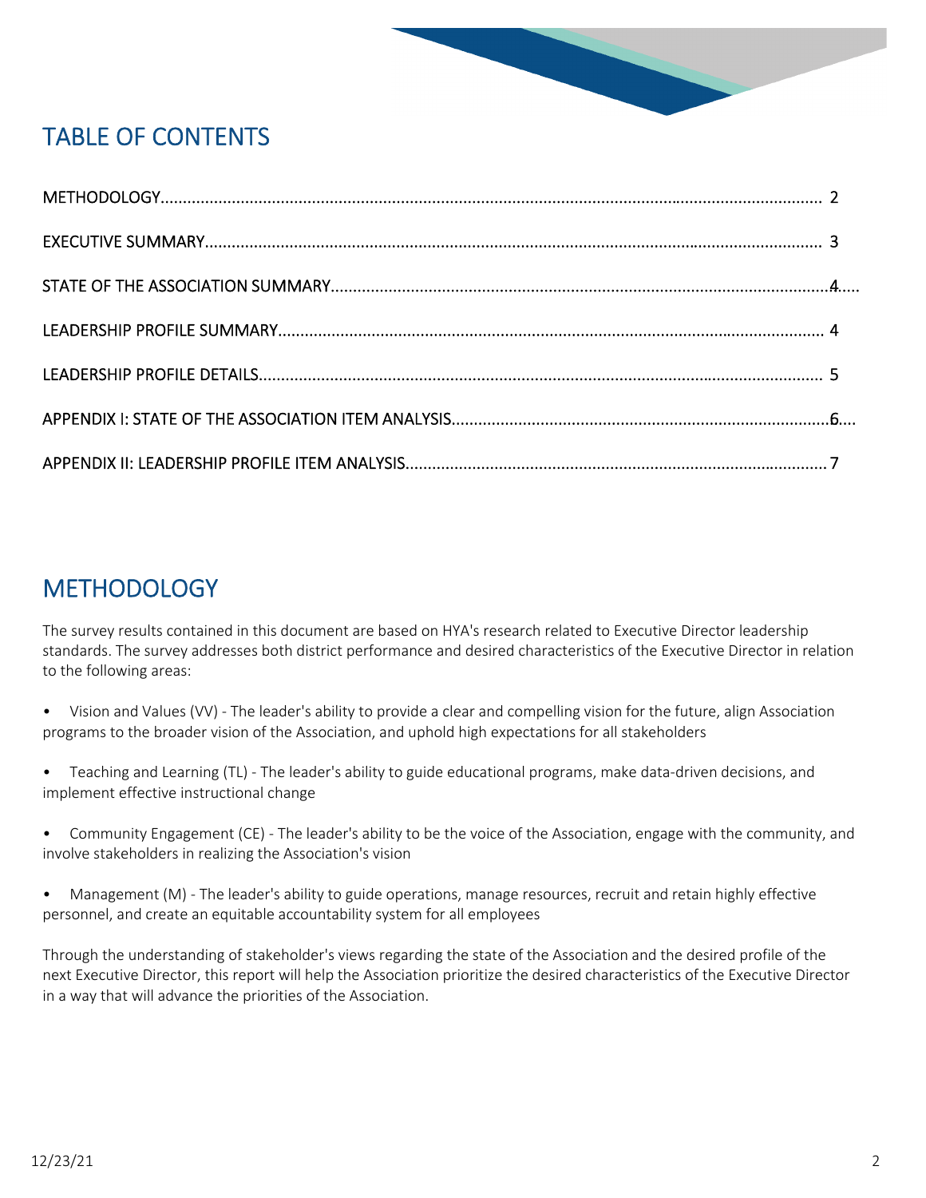## TABLE OF CONTENTS

METHODOLOGY.......................................................................................................................................... 2

EXECUTIVE SUMMARY.............................................................................................................................. 3

STATE OF THE ASSOCIATION SUMMARY................................................................................................ 4

LEADERSHIP PROFILE SUMMARY............................................................................................................ 4

LEADERSHIP PROFILE DETAILS................................................................................................................ 5

APPENDIX I: STATE OF THE ASSOCIATION ITEM ANALYSIS.................................................................. 6

APPENDIX II: LEADERSHIP PROFILE ITEM ANALYSIS............................................................................. 7

## METHODOLOGY

The survey results contained in this document are based on HYA's research related to Executive Director leadership standards. The survey addresses both district performance and desired characteristics of the Executive Director in relation to the following areas:

- Vision and Values (VV) - The leader's ability to provide a clear and compelling vision for the future, align Association programs to the broader vision of the Association, and uphold high expectations for all stakeholders
- Teaching and Learning (TL) - The leader's ability to guide educational programs, make data-driven decisions, and implement effective instructional change
- Community Engagement (CE) - The leader's ability to be the voice of the Association, engage with the community, and involve stakeholders in realizing the Association's vision
- Management (M) - The leader's ability to guide operations, manage resources, recruit and retain highly effective personnel, and create an equitable accountability system for all employees

Through the understanding of stakeholder's views regarding the state of the Association and the desired profile of the next Executive Director, this report will help the Association prioritize the desired characteristics of the Executive Director in a way that will advance the priorities of the Association.

12/23/21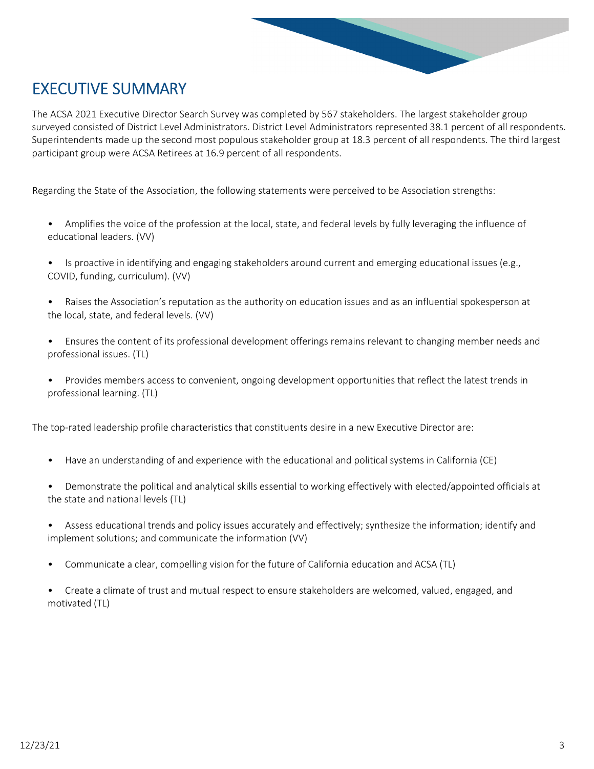# EXECUTIVE SUMMARY

The ACSA 2021 Executive Director Search Survey was completed by 567 stakeholders. The largest stakeholder group surveyed consisted of District Level Administrators. District Level Administrators represented 38.1 percent of all respondents. Superintendents made up the second most populous stakeholder group at 18.3 percent of all respondents. The third largest participant group were ACSA Retirees at 16.9 percent of all respondents.

Regarding the State of the Association, the following statements were perceived to be Association strengths:

- Amplifies the voice of the profession at the local, state, and federal levels by fully leveraging the influence of educational leaders. (VV)
- Is proactive in identifying and engaging stakeholders around current and emerging educational issues (e.g., COVID, funding, curriculum). (VV)
- Raises the Association's reputation as the authority on education issues and as an influential spokesperson at the local, state, and federal levels. (VV)
- Ensures the content of its professional development offerings remains relevant to changing member needs and professional issues. (TL)
- Provides members access to convenient, ongoing development opportunities that reflect the latest trends in professional learning. (TL)

The top-rated leadership profile characteristics that constituents desire in a new Executive Director are:

- Have an understanding of and experience with the educational and political systems in California (CE)
- Demonstrate the political and analytical skills essential to working effectively with elected/appointed officials at the state and national levels (TL)
- Assess educational trends and policy issues accurately and effectively; synthesize the information; identify and implement solutions; and communicate the information (VV)
- Communicate a clear, compelling vision for the future of California education and ACSA (TL)
- Create a climate of trust and mutual respect to ensure stakeholders are welcomed, valued, engaged, and motivated (TL)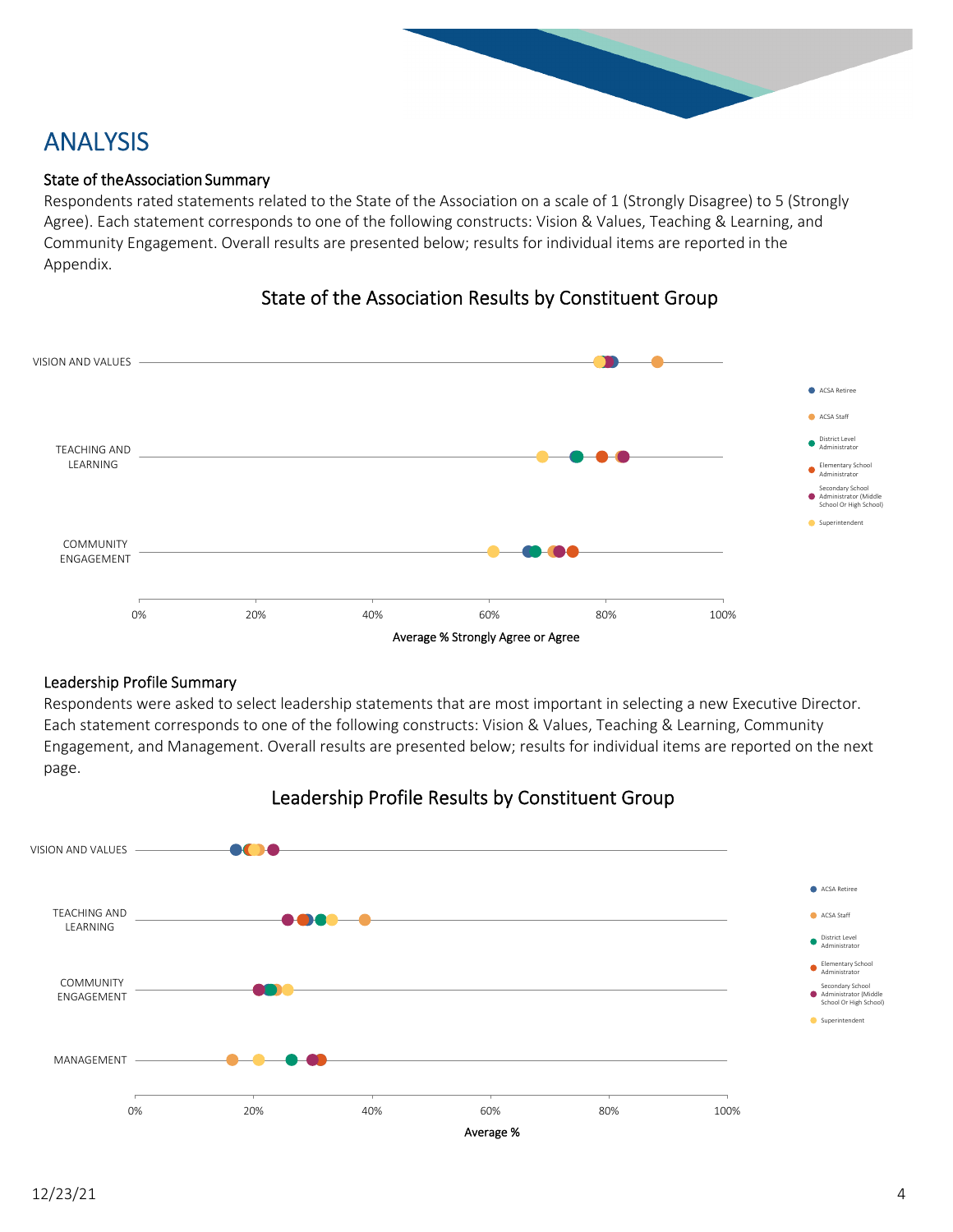# ANALYSIS

### State of the Association Summary

Respondents rated statements related to the State of the Association on a scale of 1 (Strongly Disagree) to 5 (Strongly Agree). Each statement corresponds to one of the following constructs: Vision & Values, Teaching & Learning, and Community Engagement. Overall results are presented below; results for individual items are reported in the Appendix.

State of the Association Results by Constituent Group

VISION AND VALUES

TEACHING AND LEARNING

COMMUNITY ENGAGEMENT

0% 20% 40% 60% 80% 100%

Average % Strongly Agree or Agree

ACSA Retiree, ACSA Staff, District Level Administrator, Elementary School Administrator, Secondary School Administrator (Middle School Or High School), Superintendent

### Leadership Profile Summary

Respondents were asked to select leadership statements that are most important in selecting a new Executive Director. Each statement corresponds to one of the following constructs: Vision & Values, Teaching & Learning, Community Engagement, and Management. Overall results are presented below; results for individual items are reported on the next page.

Leadership Profile Results by Constituent Group

VISION AND VALUES

TEACHING AND LEARNING

COMMUNITY ENGAGEMENT

MANAGEMENT

0% 20% 40% 60% 80% 100%

Average %

ACSA Retiree, ACSA Staff, District Level Administrator, Elementary School Administrator, Secondary School Administrator (Middle School Or High School), Superintendent

12/23/21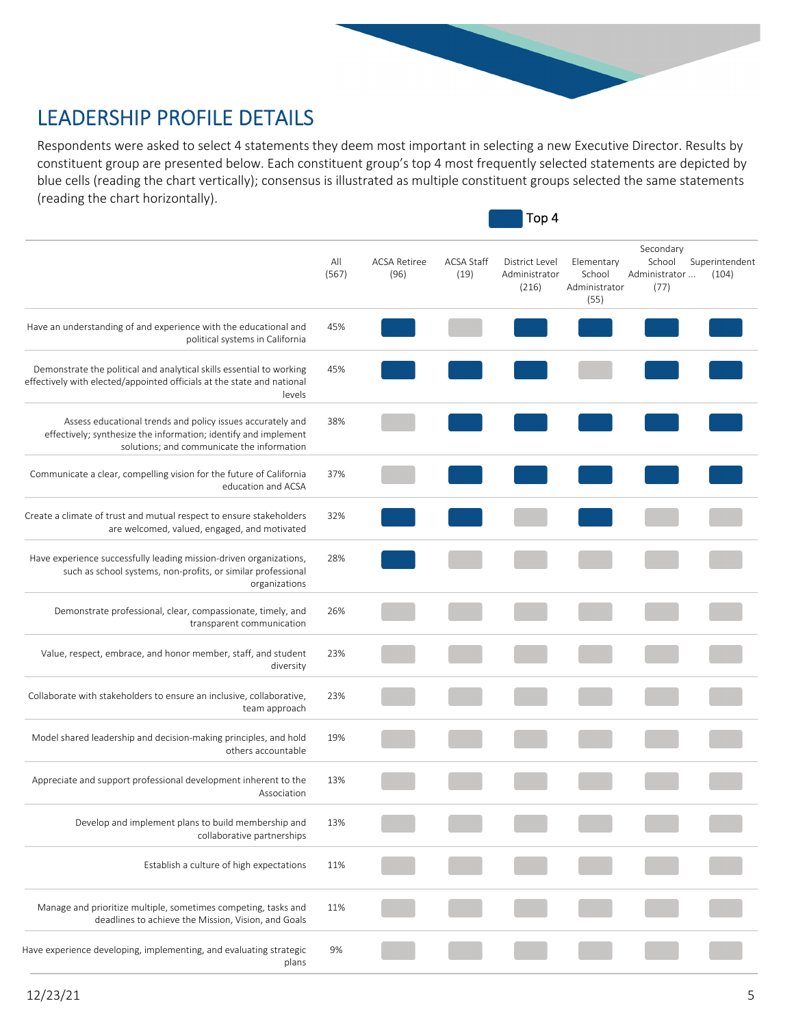# LEADERSHIP PROFILE DETAILS

Respondents were asked to select 4 statements they deem most important in selecting a new Executive Director. Results by constituent group are presented below. Each constituent group's top 4 most frequently selected statements are depicted by blue cells (reading the chart vertically); consensus is illustrated as multiple constituent groups selected the same statements (reading the chart horizontally).

■ Top 4

| | All (567) | ACSA Retiree (96) | ACSA Staff (19) | District Level Administrator (216) | Elementary School Administrator (55) | Secondary School Administrator ... (77) | Superintendent (104) |
|---|---|---|---|---|---|---|---|
| Have an understanding of and experience with the educational and political systems in California | 45% | Top 4 | | Top 4 | Top 4 | Top 4 | Top 4 |
| Demonstrate the political and analytical skills essential to working effectively with elected/appointed officials at the state and national levels | 45% | Top 4 | Top 4 | Top 4 | | Top 4 | Top 4 |
| Assess educational trends and policy issues accurately and effectively; synthesize the information; identify and implement solutions; and communicate the information | 38% | | Top 4 | Top 4 | Top 4 | Top 4 | Top 4 |
| Communicate a clear, compelling vision for the future of California education and ACSA | 37% | | Top 4 | Top 4 | Top 4 | Top 4 | Top 4 |
| Create a climate of trust and mutual respect to ensure stakeholders are welcomed, valued, engaged, and motivated | 32% | Top 4 | Top 4 | | Top 4 | | |
| Have experience successfully leading mission-driven organizations, such as school systems, non-profits, or similar professional organizations | 28% | Top 4 | | | | | |
| Demonstrate professional, clear, compassionate, timely, and transparent communication | 26% | | | | | | |
| Value, respect, embrace, and honor member, staff, and student diversity | 23% | | | | | | |
| Collaborate with stakeholders to ensure an inclusive, collaborative, team approach | 23% | | | | | | |
| Model shared leadership and decision-making principles, and hold others accountable | 19% | | | | | | |
| Appreciate and support professional development inherent to the Association | 13% | | | | | | |
| Develop and implement plans to build membership and collaborative partnerships | 13% | | | | | | |
| Establish a culture of high expectations | 11% | | | | | | |
| Manage and prioritize multiple, sometimes competing, tasks and deadlines to achieve the Mission, Vision, and Goals | 11% | | | | | | |
| Have experience developing, implementing, and evaluating strategic plans | 9% | | | | | | |

12/23/21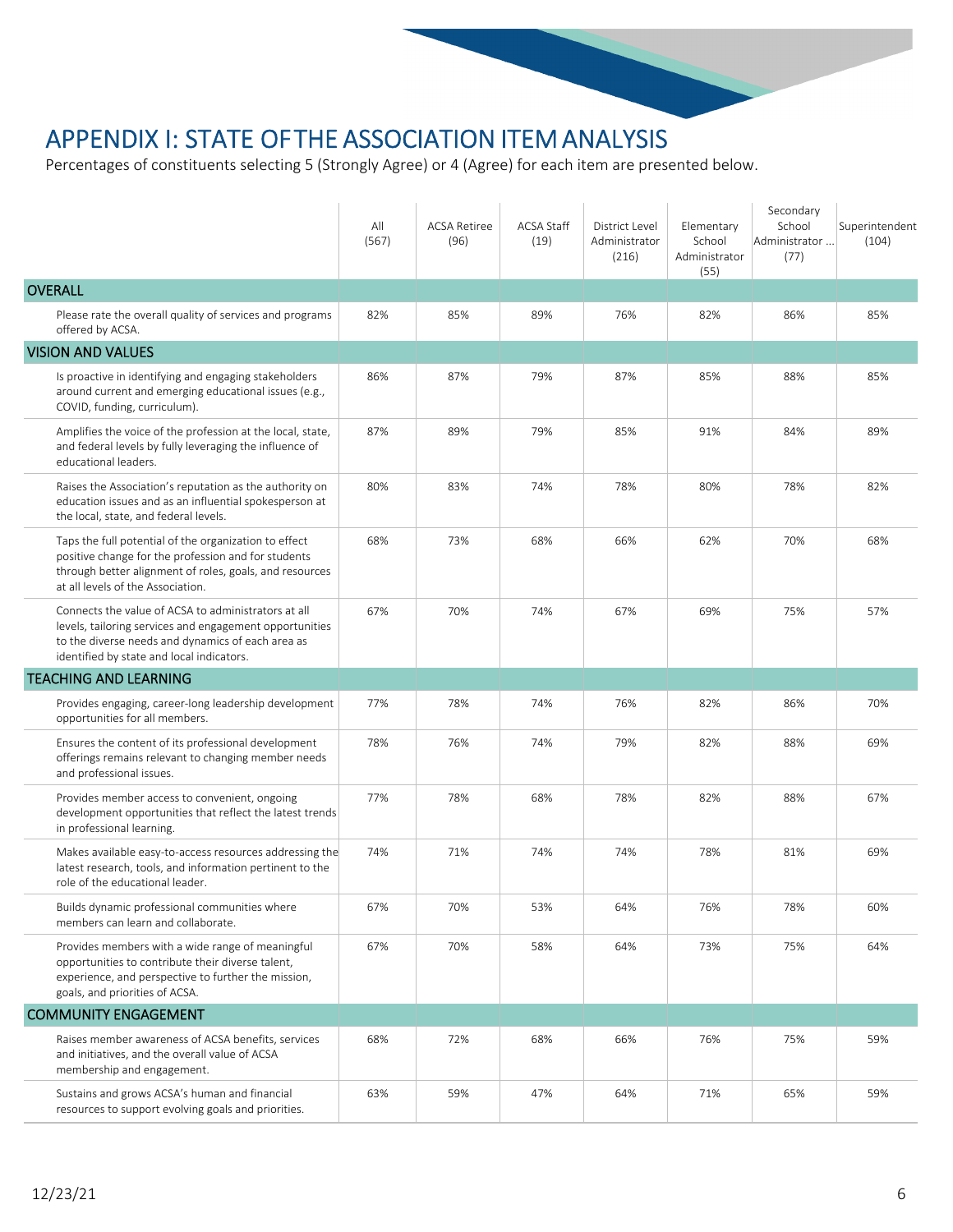# APPENDIX I: STATE OF THE ASSOCIATION ITEM ANALYSIS

Percentages of constituents selecting 5 (Strongly Agree) or 4 (Agree) for each item are presented below.

| | All (567) | ACSA Retiree (96) | ACSA Staff (19) | District Level Administrator (216) | Elementary School Administrator (55) | Secondary School Administrator ... (77) | Superintendent (104) |
|---|---|---|---|---|---|---|---|
| **OVERALL** | | | | | | | |
| Please rate the overall quality of services and programs offered by ACSA. | 82% | 85% | 89% | 76% | 82% | 86% | 85% |
| **VISION AND VALUES** | | | | | | | |
| Is proactive in identifying and engaging stakeholders around current and emerging educational issues (e.g., COVID, funding, curriculum). | 86% | 87% | 79% | 87% | 85% | 88% | 85% |
| Amplifies the voice of the profession at the local, state, and federal levels by fully leveraging the influence of educational leaders. | 87% | 89% | 79% | 85% | 91% | 84% | 89% |
| Raises the Association's reputation as the authority on education issues and as an influential spokesperson at the local, state, and federal levels. | 80% | 83% | 74% | 78% | 80% | 78% | 82% |
| Taps the full potential of the organization to effect positive change for the profession and for students through better alignment of roles, goals, and resources at all levels of the Association. | 68% | 73% | 68% | 66% | 62% | 70% | 68% |
| Connects the value of ACSA to administrators at all levels, tailoring services and engagement opportunities to the diverse needs and dynamics of each area as identified by state and local indicators. | 67% | 70% | 74% | 67% | 69% | 75% | 57% |
| **TEACHING AND LEARNING** | | | | | | | |
| Provides engaging, career-long leadership development opportunities for all members. | 77% | 78% | 74% | 76% | 82% | 86% | 70% |
| Ensures the content of its professional development offerings remains relevant to changing member needs and professional issues. | 78% | 76% | 74% | 79% | 82% | 88% | 69% |
| Provides member access to convenient, ongoing development opportunities that reflect the latest trends in professional learning. | 77% | 78% | 68% | 78% | 82% | 88% | 67% |
| Makes available easy-to-access resources addressing the latest research, tools, and information pertinent to the role of the educational leader. | 74% | 71% | 74% | 74% | 78% | 81% | 69% |
| Builds dynamic professional communities where members can learn and collaborate. | 67% | 70% | 53% | 64% | 76% | 78% | 60% |
| Provides members with a wide range of meaningful opportunities to contribute their diverse talent, experience, and perspective to further the mission, goals, and priorities of ACSA. | 67% | 70% | 58% | 64% | 73% | 75% | 64% |
| **COMMUNITY ENGAGEMENT** | | | | | | | |
| Raises member awareness of ACSA benefits, services and initiatives, and the overall value of ACSA membership and engagement. | 68% | 72% | 68% | 66% | 76% | 75% | 59% |
| Sustains and grows ACSA's human and financial resources to support evolving goals and priorities. | 63% | 59% | 47% | 64% | 71% | 65% | 59% |

12/23/21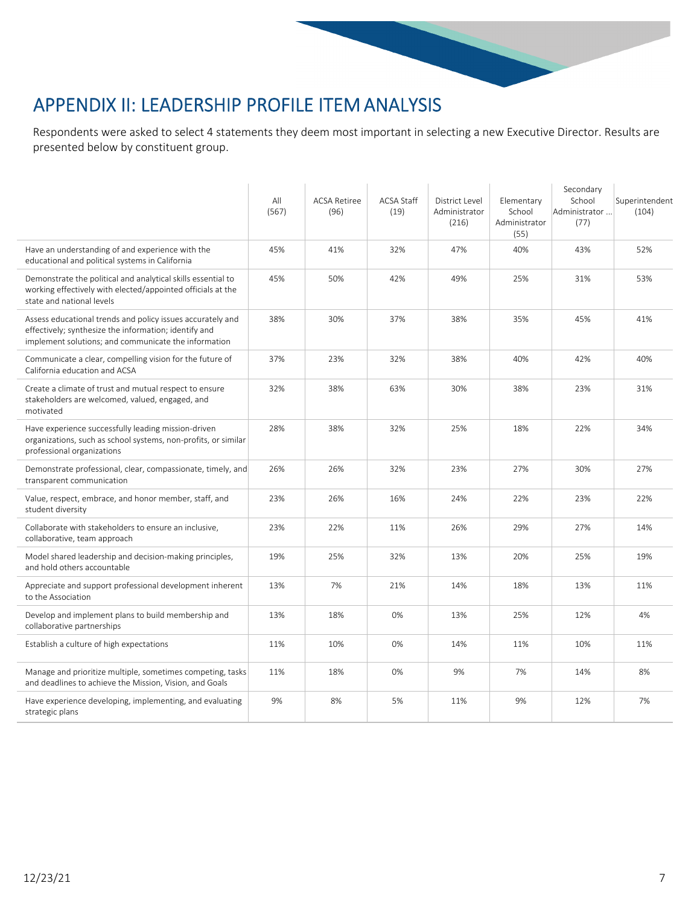# APPENDIX II: LEADERSHIP PROFILE ITEM ANALYSIS

Respondents were asked to select 4 statements they deem most important in selecting a new Executive Director. Results are presented below by constituent group.

| | All (567) | ACSA Retiree (96) | ACSA Staff (19) | District Level Administrator (216) | Elementary School Administrator (55) | Secondary School Administrator ... (77) | Superintendent (104) |
|---|---|---|---|---|---|---|---|
| Have an understanding of and experience with the educational and political systems in California | 45% | 41% | 32% | 47% | 40% | 43% | 52% |
| Demonstrate the political and analytical skills essential to working effectively with elected/appointed officials at the state and national levels | 45% | 50% | 42% | 49% | 25% | 31% | 53% |
| Assess educational trends and policy issues accurately and effectively; synthesize the information; identify and implement solutions; and communicate the information | 38% | 30% | 37% | 38% | 35% | 45% | 41% |
| Communicate a clear, compelling vision for the future of California education and ACSA | 37% | 23% | 32% | 38% | 40% | 42% | 40% |
| Create a climate of trust and mutual respect to ensure stakeholders are welcomed, valued, engaged, and motivated | 32% | 38% | 63% | 30% | 38% | 23% | 31% |
| Have experience successfully leading mission-driven organizations, such as school systems, non-profits, or similar professional organizations | 28% | 38% | 32% | 25% | 18% | 22% | 34% |
| Demonstrate professional, clear, compassionate, timely, and transparent communication | 26% | 26% | 32% | 23% | 27% | 30% | 27% |
| Value, respect, embrace, and honor member, staff, and student diversity | 23% | 26% | 16% | 24% | 22% | 23% | 22% |
| Collaborate with stakeholders to ensure an inclusive, collaborative, team approach | 23% | 22% | 11% | 26% | 29% | 27% | 14% |
| Model shared leadership and decision-making principles, and hold others accountable | 19% | 25% | 32% | 13% | 20% | 25% | 19% |
| Appreciate and support professional development inherent to the Association | 13% | 7% | 21% | 14% | 18% | 13% | 11% |
| Develop and implement plans to build membership and collaborative partnerships | 13% | 18% | 0% | 13% | 25% | 12% | 4% |
| Establish a culture of high expectations | 11% | 10% | 0% | 14% | 11% | 10% | 11% |
| Manage and prioritize multiple, sometimes competing, tasks and deadlines to achieve the Mission, Vision, and Goals | 11% | 18% | 0% | 9% | 7% | 14% | 8% |
| Have experience developing, implementing, and evaluating strategic plans | 9% | 8% | 5% | 11% | 9% | 12% | 7% |

12/23/21